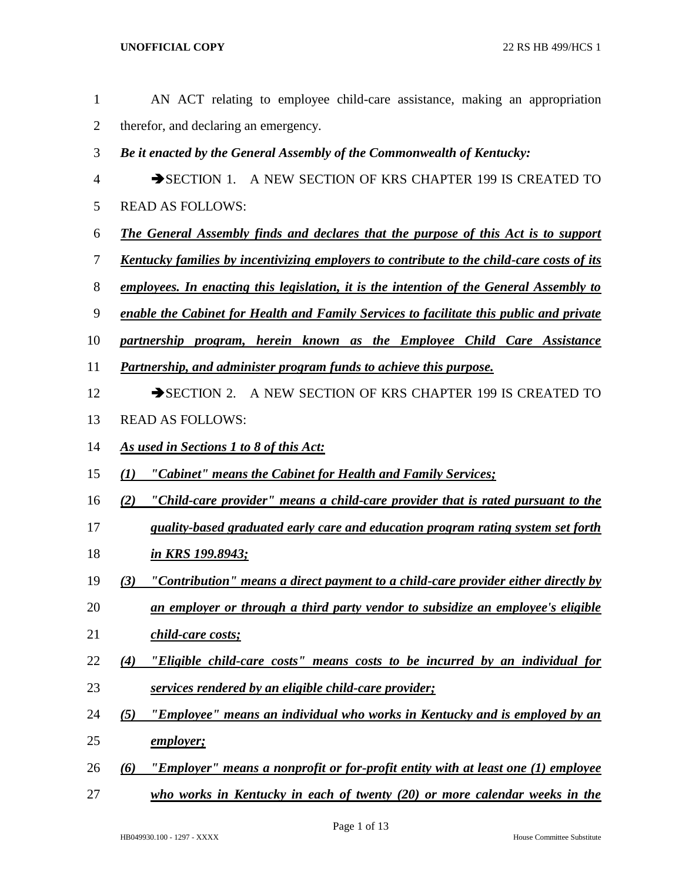AN ACT relating to employee child-care assistance, making an appropriation therefor, and declaring an emergency.

***Be it enacted by the General Assembly of the Commonwealth of Kentucky:***

➔SECTION 1. A NEW SECTION OF KRS CHAPTER 199 IS CREATED TO READ AS FOLLOWS:

***The General Assembly finds and declares that the purpose of this Act is to support Kentucky families by incentivizing employers to contribute to the child-care costs of its employees. In enacting this legislation, it is the intention of the General Assembly to enable the Cabinet for Health and Family Services to facilitate this public and private partnership program, herein known as the Employee Child Care Assistance Partnership, and administer program funds to achieve this purpose.***

➔SECTION 2. A NEW SECTION OF KRS CHAPTER 199 IS CREATED TO READ AS FOLLOWS:

***As used in Sections 1 to 8 of this Act:***

***(1) "Cabinet" means the Cabinet for Health and Family Services;***

***(2) "Child-care provider" means a child-care provider that is rated pursuant to the quality-based graduated early care and education program rating system set forth in KRS 199.8943;***

***(3) "Contribution" means a direct payment to a child-care provider either directly by an employer or through a third party vendor to subsidize an employee's eligible child-care costs;***

***(4) "Eligible child-care costs" means costs to be incurred by an individual for services rendered by an eligible child-care provider;***

***(5) "Employee" means an individual who works in Kentucky and is employed by an employer;***

***(6) "Employer" means a nonprofit or for-profit entity with at least one (1) employee who works in Kentucky in each of twenty (20) or more calendar weeks in the***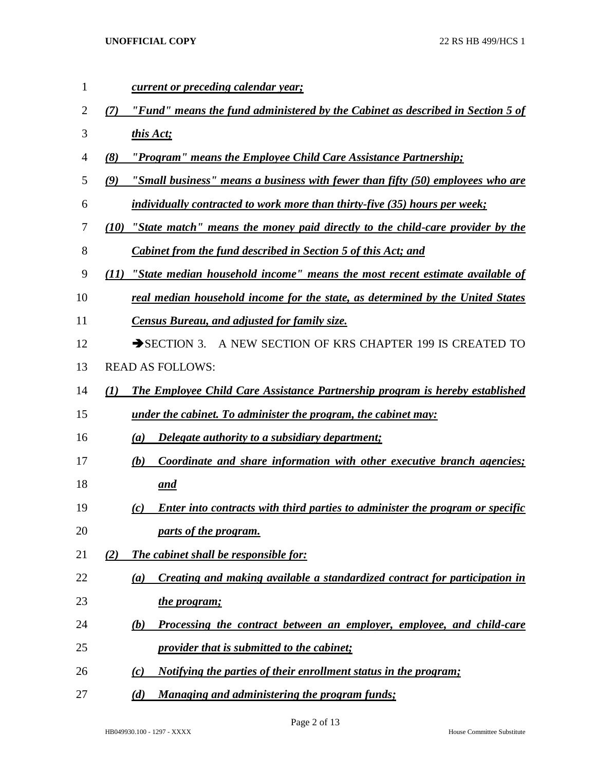*current or preceding calendar year;*

*(7) "Fund" means the fund administered by the Cabinet as described in Section 5 of this Act;*

*(8) "Program" means the Employee Child Care Assistance Partnership;*

*(9) "Small business" means a business with fewer than fifty (50) employees who are individually contracted to work more than thirty-five (35) hours per week;*

*(10) "State match" means the money paid directly to the child-care provider by the Cabinet from the fund described in Section 5 of this Act; and*

*(11) "State median household income" means the most recent estimate available of real median household income for the state, as determined by the United States Census Bureau, and adjusted for family size.*

➔SECTION 3. A NEW SECTION OF KRS CHAPTER 199 IS CREATED TO READ AS FOLLOWS:

*(1) The Employee Child Care Assistance Partnership program is hereby established under the cabinet. To administer the program, the cabinet may:*

*(a) Delegate authority to a subsidiary department;*

*(b) Coordinate and share information with other executive branch agencies; and*

*(c) Enter into contracts with third parties to administer the program or specific parts of the program.*

*(2) The cabinet shall be responsible for:*

*(a) Creating and making available a standardized contract for participation in the program;*

*(b) Processing the contract between an employer, employee, and child-care provider that is submitted to the cabinet;*

*(c) Notifying the parties of their enrollment status in the program;*

*(d) Managing and administering the program funds;*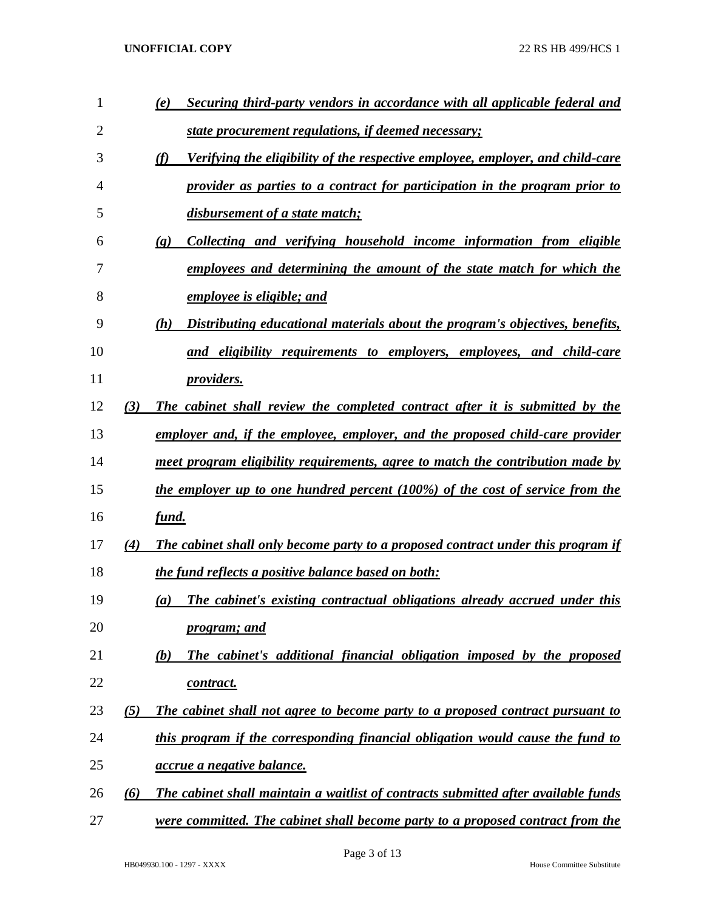(e) *Securing third-party vendors in accordance with all applicable federal and state procurement regulations, if deemed necessary;*

(f) *Verifying the eligibility of the respective employee, employer, and child-care provider as parties to a contract for participation in the program prior to disbursement of a state match;*

(g) *Collecting and verifying household income information from eligible employees and determining the amount of the state match for which the employee is eligible; and*

(h) *Distributing educational materials about the program's objectives, benefits, and eligibility requirements to employers, employees, and child-care providers.*

(3) *The cabinet shall review the completed contract after it is submitted by the employer and, if the employee, employer, and the proposed child-care provider meet program eligibility requirements, agree to match the contribution made by the employer up to one hundred percent (100%) of the cost of service from the fund.*

(4) *The cabinet shall only become party to a proposed contract under this program if the fund reflects a positive balance based on both:*

(a) *The cabinet's existing contractual obligations already accrued under this program; and*

(b) *The cabinet's additional financial obligation imposed by the proposed contract.*

(5) *The cabinet shall not agree to become party to a proposed contract pursuant to this program if the corresponding financial obligation would cause the fund to accrue a negative balance.*

(6) *The cabinet shall maintain a waitlist of contracts submitted after available funds were committed. The cabinet shall become party to a proposed contract from the*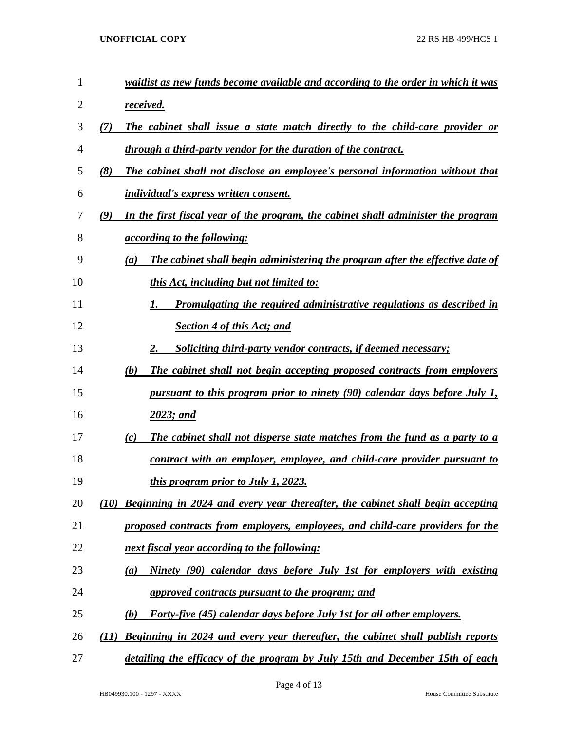***waitlist as new funds become available and according to the order in which it was received.***

***(7) The cabinet shall issue a state match directly to the child-care provider or through a third-party vendor for the duration of the contract.***

***(8) The cabinet shall not disclose an employee's personal information without that individual's express written consent.***

***(9) In the first fiscal year of the program, the cabinet shall administer the program according to the following:***

***(a) The cabinet shall begin administering the program after the effective date of this Act, including but not limited to:***

***1. Promulgating the required administrative regulations as described in Section 4 of this Act; and***

***2. Soliciting third-party vendor contracts, if deemed necessary;***

***(b) The cabinet shall not begin accepting proposed contracts from employers pursuant to this program prior to ninety (90) calendar days before July 1, 2023; and***

***(c) The cabinet shall not disperse state matches from the fund as a party to a contract with an employer, employee, and child-care provider pursuant to this program prior to July 1, 2023.***

***(10) Beginning in 2024 and every year thereafter, the cabinet shall begin accepting proposed contracts from employers, employees, and child-care providers for the next fiscal year according to the following:***

***(a) Ninety (90) calendar days before July 1st for employers with existing approved contracts pursuant to the program; and***

***(b) Forty-five (45) calendar days before July 1st for all other employers.***

***(11) Beginning in 2024 and every year thereafter, the cabinet shall publish reports detailing the efficacy of the program by July 15th and December 15th of each***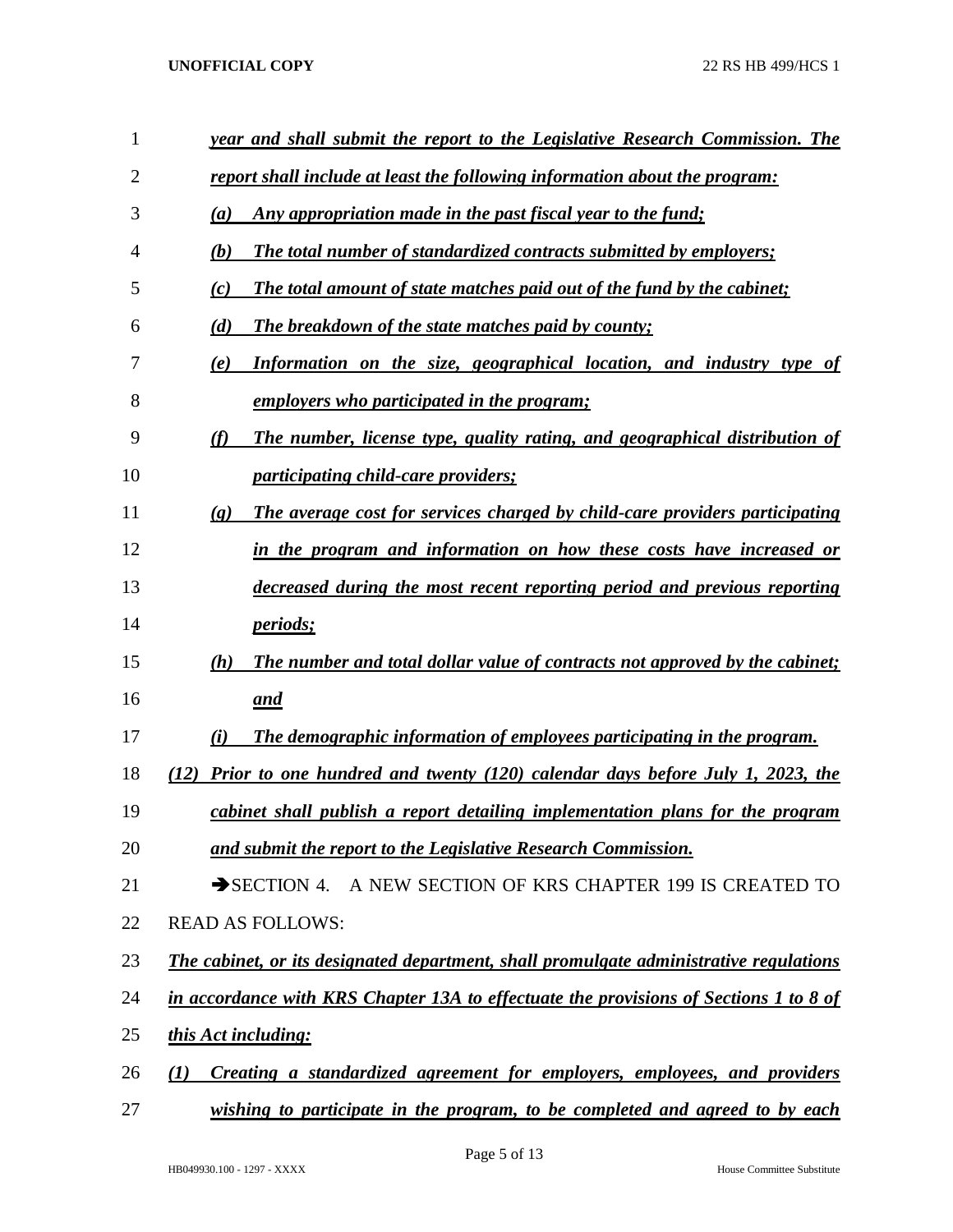*year and shall submit the report to the Legislative Research Commission. The report shall include at least the following information about the program:*

*(a) Any appropriation made in the past fiscal year to the fund;*

*(b) The total number of standardized contracts submitted by employers;*

*(c) The total amount of state matches paid out of the fund by the cabinet;*

*(d) The breakdown of the state matches paid by county;*

*(e) Information on the size, geographical location, and industry type of employers who participated in the program;*

*(f) The number, license type, quality rating, and geographical distribution of participating child-care providers;*

*(g) The average cost for services charged by child-care providers participating in the program and information on how these costs have increased or decreased during the most recent reporting period and previous reporting periods;*

*(h) The number and total dollar value of contracts not approved by the cabinet; and*

*(i) The demographic information of employees participating in the program.*

*(12) Prior to one hundred and twenty (120) calendar days before July 1, 2023, the cabinet shall publish a report detailing implementation plans for the program and submit the report to the Legislative Research Commission.*

➔SECTION 4. A NEW SECTION OF KRS CHAPTER 199 IS CREATED TO READ AS FOLLOWS:

*The cabinet, or its designated department, shall promulgate administrative regulations in accordance with KRS Chapter 13A to effectuate the provisions of Sections 1 to 8 of this Act including:*

*(1) Creating a standardized agreement for employers, employees, and providers wishing to participate in the program, to be completed and agreed to by each*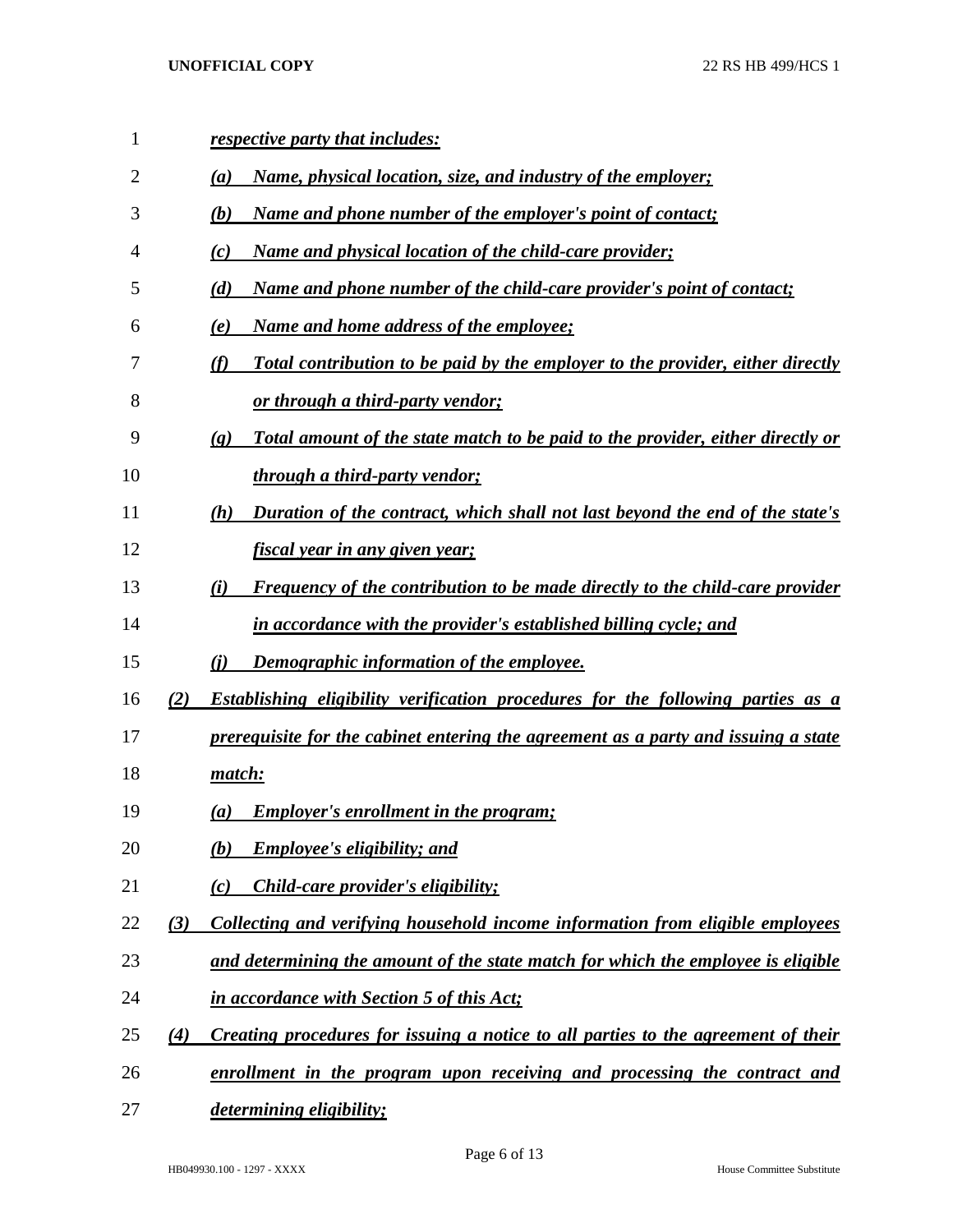*respective party that includes:*

*(a) Name, physical location, size, and industry of the employer;*

*(b) Name and phone number of the employer's point of contact;*

*(c) Name and physical location of the child-care provider;*

*(d) Name and phone number of the child-care provider's point of contact;*

*(e) Name and home address of the employee;*

*(f) Total contribution to be paid by the employer to the provider, either directly or through a third-party vendor;*

*(g) Total amount of the state match to be paid to the provider, either directly or through a third-party vendor;*

*(h) Duration of the contract, which shall not last beyond the end of the state's fiscal year in any given year;*

*(i) Frequency of the contribution to be made directly to the child-care provider in accordance with the provider's established billing cycle; and*

*(j) Demographic information of the employee.*

*(2) Establishing eligibility verification procedures for the following parties as a prerequisite for the cabinet entering the agreement as a party and issuing a state match:*

*(a) Employer's enrollment in the program;*

*(b) Employee's eligibility; and*

*(c) Child-care provider's eligibility;*

*(3) Collecting and verifying household income information from eligible employees and determining the amount of the state match for which the employee is eligible in accordance with Section 5 of this Act;*

*(4) Creating procedures for issuing a notice to all parties to the agreement of their enrollment in the program upon receiving and processing the contract and determining eligibility;*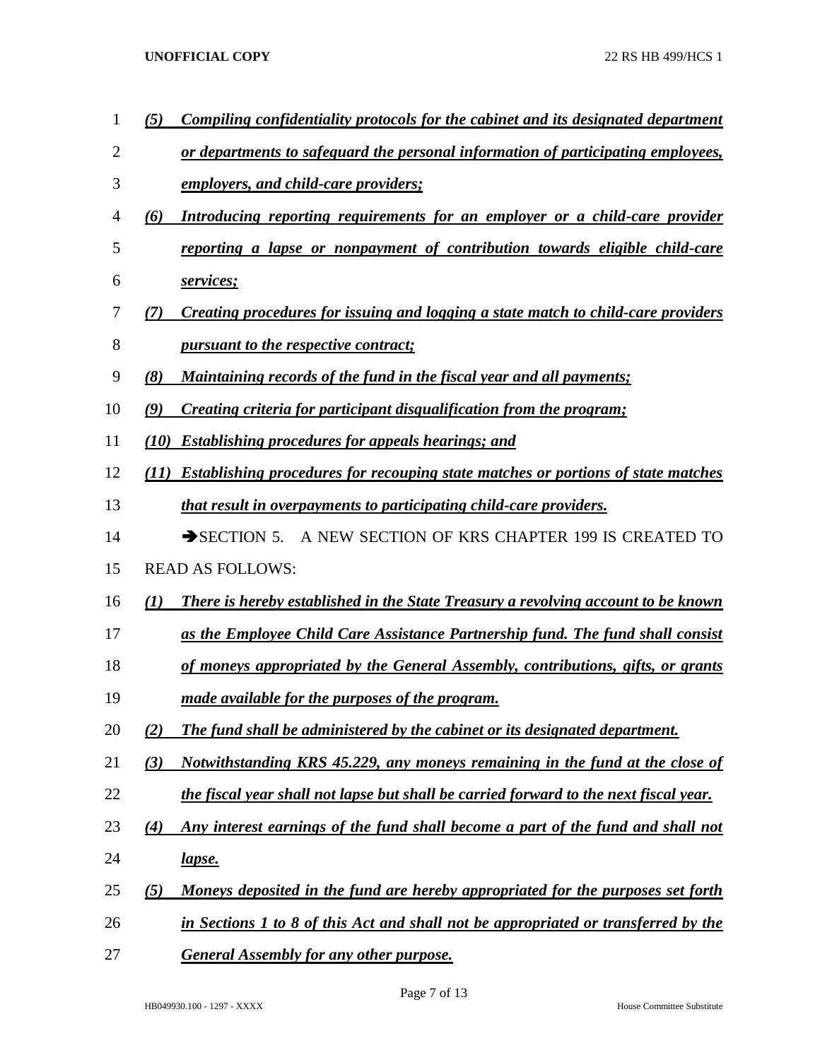*(5) Compiling confidentiality protocols for the cabinet and its designated department or departments to safeguard the personal information of participating employees, employers, and child-care providers;*

*(6) Introducing reporting requirements for an employer or a child-care provider reporting a lapse or nonpayment of contribution towards eligible child-care services;*

*(7) Creating procedures for issuing and logging a state match to child-care providers pursuant to the respective contract;*

*(8) Maintaining records of the fund in the fiscal year and all payments;*

*(9) Creating criteria for participant disqualification from the program;*

*(10) Establishing procedures for appeals hearings; and*

*(11) Establishing procedures for recouping state matches or portions of state matches that result in overpayments to participating child-care providers.*

➔SECTION 5. A NEW SECTION OF KRS CHAPTER 199 IS CREATED TO READ AS FOLLOWS:

*(1) There is hereby established in the State Treasury a revolving account to be known as the Employee Child Care Assistance Partnership fund. The fund shall consist of moneys appropriated by the General Assembly, contributions, gifts, or grants made available for the purposes of the program.*

*(2) The fund shall be administered by the cabinet or its designated department.*

*(3) Notwithstanding KRS 45.229, any moneys remaining in the fund at the close of the fiscal year shall not lapse but shall be carried forward to the next fiscal year.*

*(4) Any interest earnings of the fund shall become a part of the fund and shall not lapse.*

*(5) Moneys deposited in the fund are hereby appropriated for the purposes set forth in Sections 1 to 8 of this Act and shall not be appropriated or transferred by the General Assembly for any other purpose.*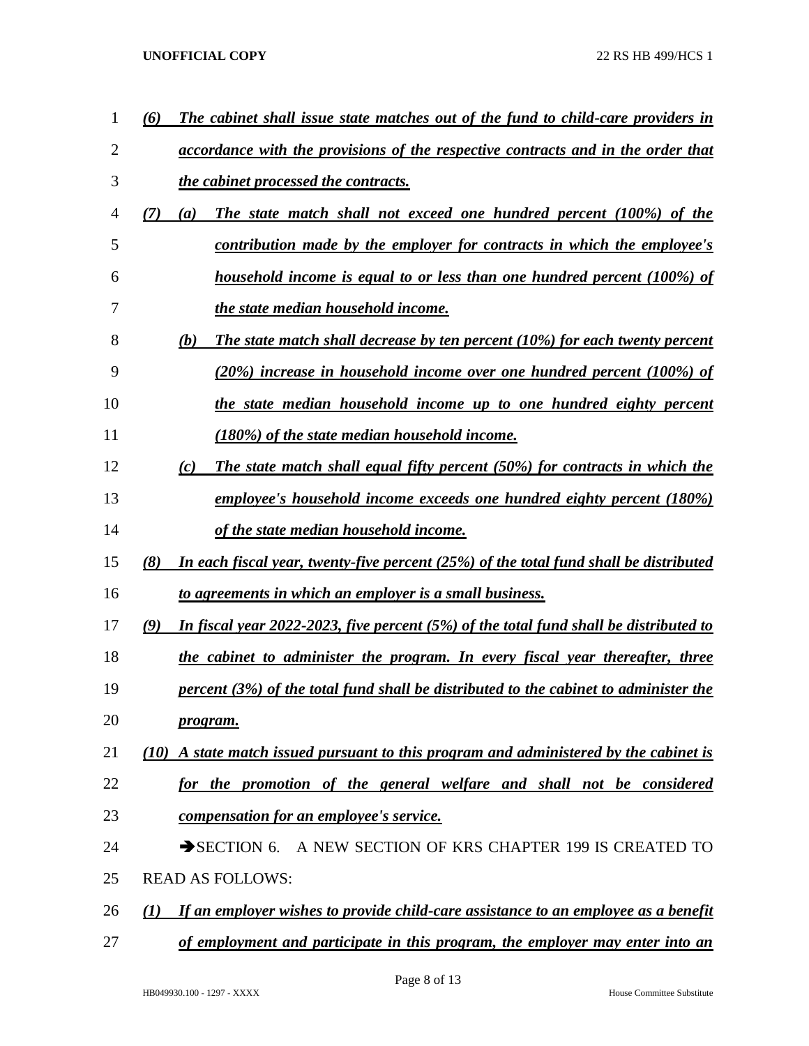*(6) The cabinet shall issue state matches out of the fund to child-care providers in accordance with the provisions of the respective contracts and in the order that the cabinet processed the contracts.*

*(7) (a) The state match shall not exceed one hundred percent (100%) of the contribution made by the employer for contracts in which the employee's household income is equal to or less than one hundred percent (100%) of the state median household income.*

*(b) The state match shall decrease by ten percent (10%) for each twenty percent (20%) increase in household income over one hundred percent (100%) of the state median household income up to one hundred eighty percent (180%) of the state median household income.*

*(c) The state match shall equal fifty percent (50%) for contracts in which the employee's household income exceeds one hundred eighty percent (180%) of the state median household income.*

*(8) In each fiscal year, twenty-five percent (25%) of the total fund shall be distributed to agreements in which an employer is a small business.*

*(9) In fiscal year 2022-2023, five percent (5%) of the total fund shall be distributed to the cabinet to administer the program. In every fiscal year thereafter, three percent (3%) of the total fund shall be distributed to the cabinet to administer the program.*

*(10) A state match issued pursuant to this program and administered by the cabinet is for the promotion of the general welfare and shall not be considered compensation for an employee's service.*

→SECTION 6. A NEW SECTION OF KRS CHAPTER 199 IS CREATED TO READ AS FOLLOWS:

*(1) If an employer wishes to provide child-care assistance to an employee as a benefit of employment and participate in this program, the employer may enter into an*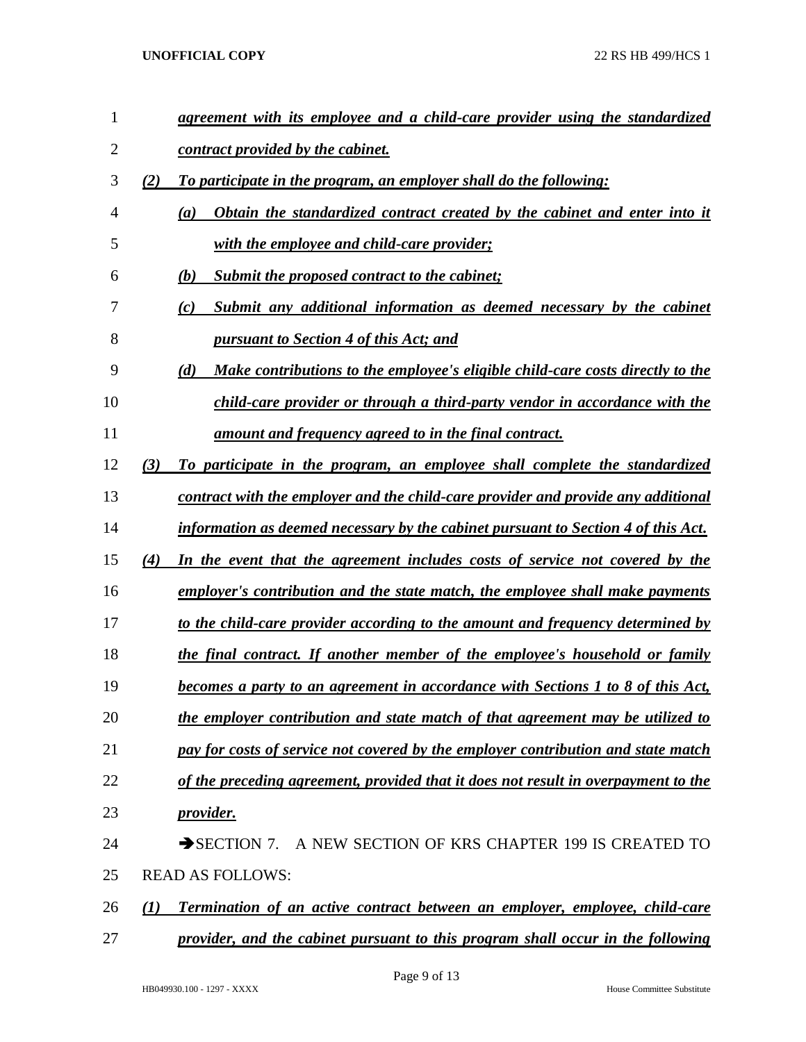*agreement with its employee and a child-care provider using the standardized contract provided by the cabinet.*

*(2) To participate in the program, an employer shall do the following:*

*(a) Obtain the standardized contract created by the cabinet and enter into it with the employee and child-care provider;*

*(b) Submit the proposed contract to the cabinet;*

*(c) Submit any additional information as deemed necessary by the cabinet pursuant to Section 4 of this Act; and*

*(d) Make contributions to the employee's eligible child-care costs directly to the child-care provider or through a third-party vendor in accordance with the amount and frequency agreed to in the final contract.*

*(3) To participate in the program, an employee shall complete the standardized contract with the employer and the child-care provider and provide any additional information as deemed necessary by the cabinet pursuant to Section 4 of this Act.*

*(4) In the event that the agreement includes costs of service not covered by the employer's contribution and the state match, the employee shall make payments to the child-care provider according to the amount and frequency determined by the final contract. If another member of the employee's household or family becomes a party to an agreement in accordance with Sections 1 to 8 of this Act, the employer contribution and state match of that agreement may be utilized to pay for costs of service not covered by the employer contribution and state match of the preceding agreement, provided that it does not result in overpayment to the provider.*

➔SECTION 7. A NEW SECTION OF KRS CHAPTER 199 IS CREATED TO READ AS FOLLOWS:

*(1) Termination of an active contract between an employer, employee, child-care provider, and the cabinet pursuant to this program shall occur in the following*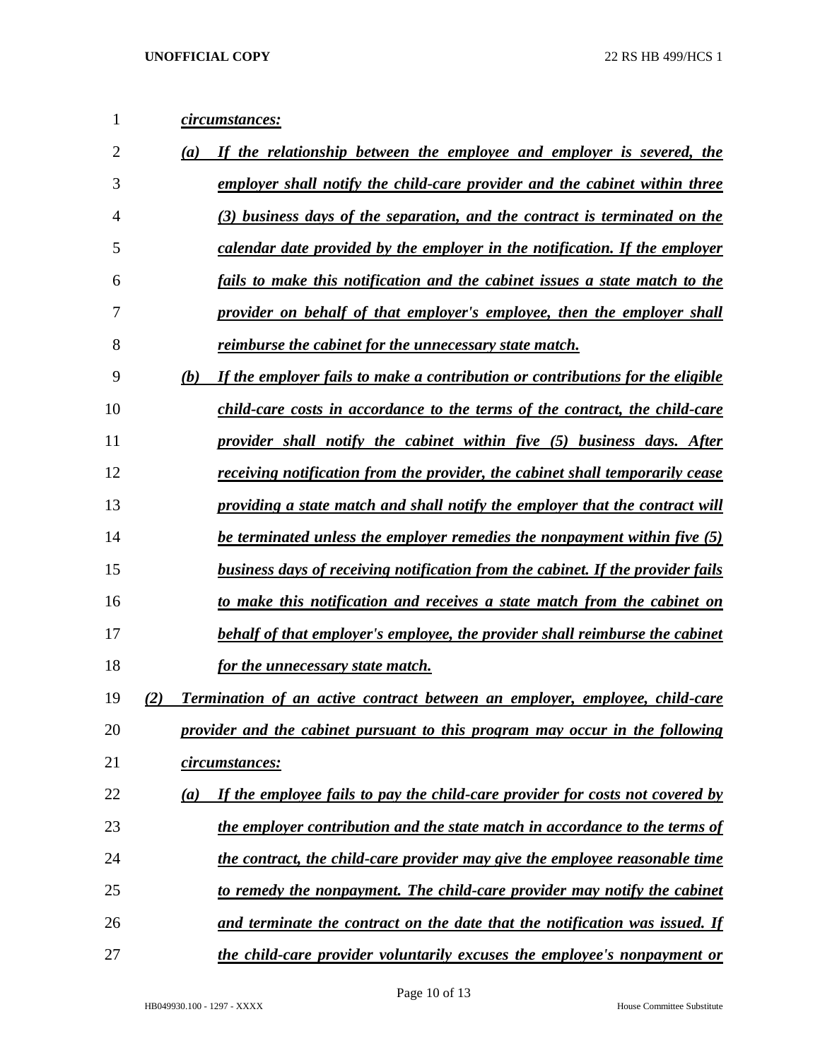*circumstances:*

(a) *If the relationship between the employee and employer is severed, the employer shall notify the child-care provider and the cabinet within three (3) business days of the separation, and the contract is terminated on the calendar date provided by the employer in the notification. If the employer fails to make this notification and the cabinet issues a state match to the provider on behalf of that employer's employee, then the employer shall reimburse the cabinet for the unnecessary state match.*

(b) *If the employer fails to make a contribution or contributions for the eligible child-care costs in accordance to the terms of the contract, the child-care provider shall notify the cabinet within five (5) business days. After receiving notification from the provider, the cabinet shall temporarily cease providing a state match and shall notify the employer that the contract will be terminated unless the employer remedies the nonpayment within five (5) business days of receiving notification from the cabinet. If the provider fails to make this notification and receives a state match from the cabinet on behalf of that employer's employee, the provider shall reimburse the cabinet for the unnecessary state match.*

(2) *Termination of an active contract between an employer, employee, child-care provider and the cabinet pursuant to this program may occur in the following circumstances:*

(a) *If the employee fails to pay the child-care provider for costs not covered by the employer contribution and the state match in accordance to the terms of the contract, the child-care provider may give the employee reasonable time to remedy the nonpayment. The child-care provider may notify the cabinet and terminate the contract on the date that the notification was issued. If the child-care provider voluntarily excuses the employee's nonpayment or*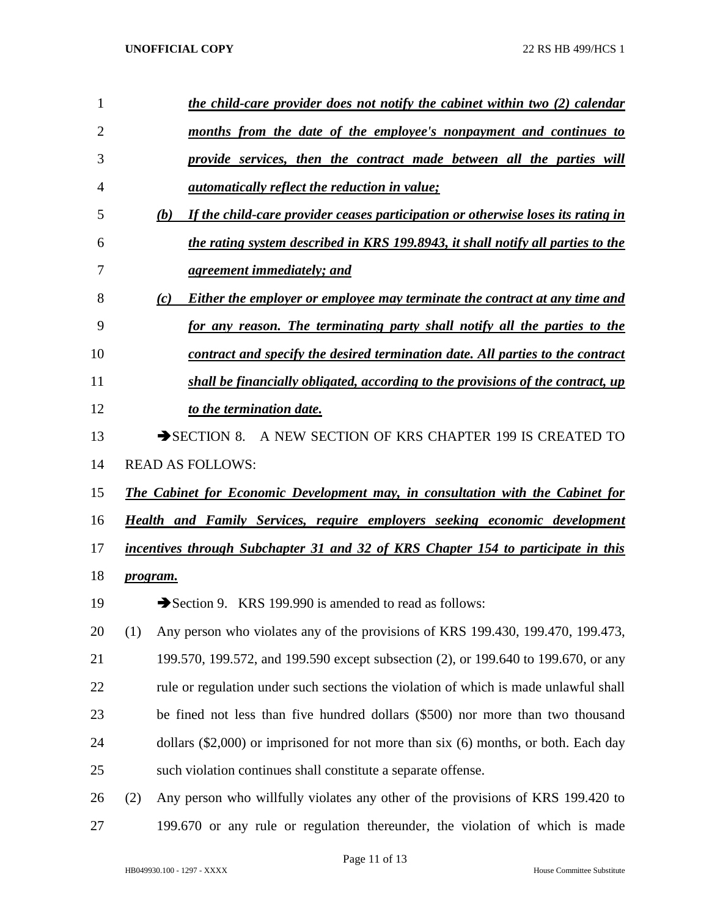*the child-care provider does not notify the cabinet within two (2) calendar months from the date of the employee's nonpayment and continues to provide services, then the contract made between all the parties will automatically reflect the reduction in value;*

*(b) If the child-care provider ceases participation or otherwise loses its rating in the rating system described in KRS 199.8943, it shall notify all parties to the agreement immediately; and*

*(c) Either the employer or employee may terminate the contract at any time and for any reason. The terminating party shall notify all the parties to the contract and specify the desired termination date. All parties to the contract shall be financially obligated, according to the provisions of the contract, up to the termination date.*

➔SECTION 8. A NEW SECTION OF KRS CHAPTER 199 IS CREATED TO READ AS FOLLOWS:

*The Cabinet for Economic Development may, in consultation with the Cabinet for Health and Family Services, require employers seeking economic development incentives through Subchapter 31 and 32 of KRS Chapter 154 to participate in this program.*

➔Section 9. KRS 199.990 is amended to read as follows:

(1) Any person who violates any of the provisions of KRS 199.430, 199.470, 199.473, 199.570, 199.572, and 199.590 except subsection (2), or 199.640 to 199.670, or any rule or regulation under such sections the violation of which is made unlawful shall be fined not less than five hundred dollars ($500) nor more than two thousand dollars ($2,000) or imprisoned for not more than six (6) months, or both. Each day such violation continues shall constitute a separate offense.

(2) Any person who willfully violates any other of the provisions of KRS 199.420 to 199.670 or any rule or regulation thereunder, the violation of which is made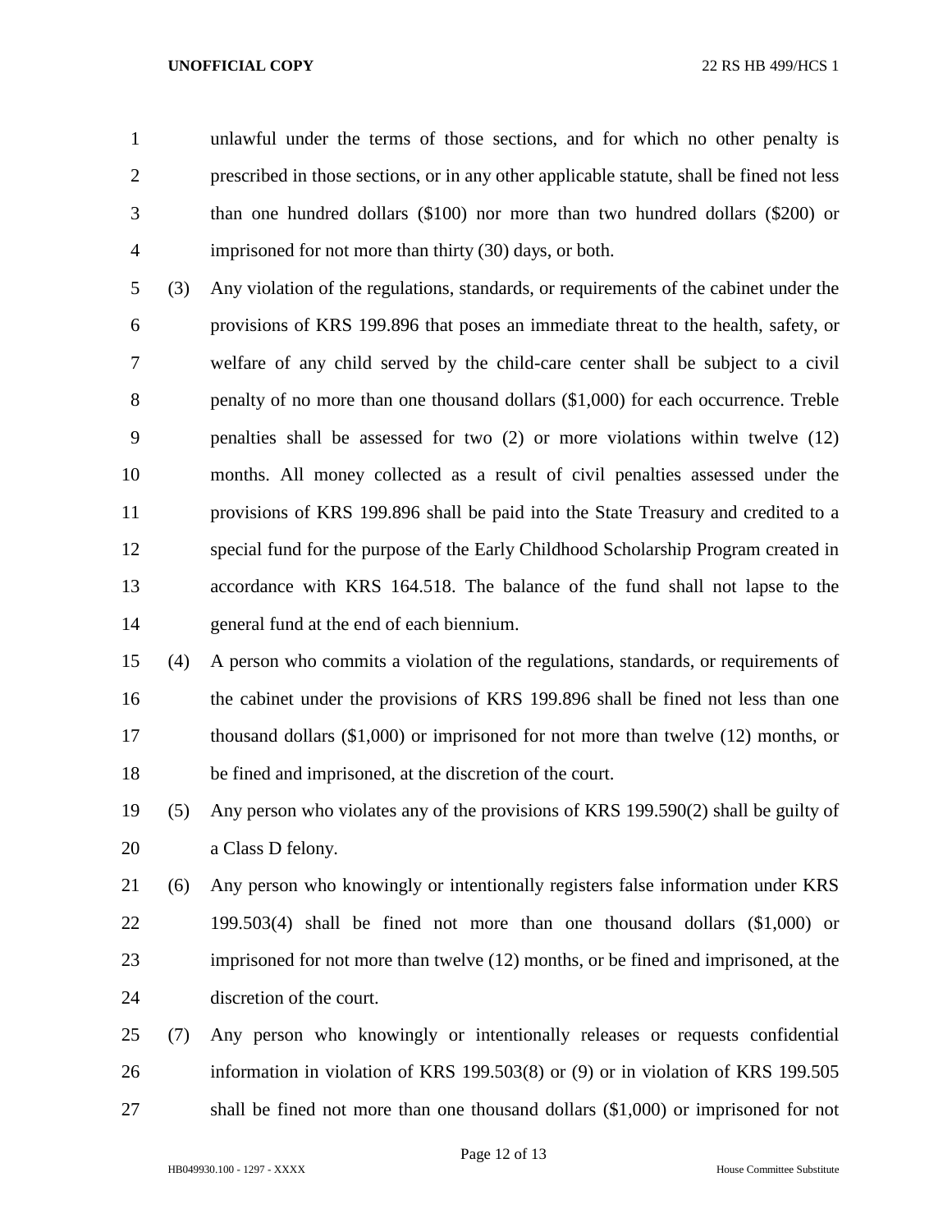unlawful under the terms of those sections, and for which no other penalty is prescribed in those sections, or in any other applicable statute, shall be fined not less than one hundred dollars ($100) nor more than two hundred dollars ($200) or imprisoned for not more than thirty (30) days, or both.

(3) Any violation of the regulations, standards, or requirements of the cabinet under the provisions of KRS 199.896 that poses an immediate threat to the health, safety, or welfare of any child served by the child-care center shall be subject to a civil penalty of no more than one thousand dollars ($1,000) for each occurrence. Treble penalties shall be assessed for two (2) or more violations within twelve (12) months. All money collected as a result of civil penalties assessed under the provisions of KRS 199.896 shall be paid into the State Treasury and credited to a special fund for the purpose of the Early Childhood Scholarship Program created in accordance with KRS 164.518. The balance of the fund shall not lapse to the general fund at the end of each biennium.

(4) A person who commits a violation of the regulations, standards, or requirements of the cabinet under the provisions of KRS 199.896 shall be fined not less than one thousand dollars ($1,000) or imprisoned for not more than twelve (12) months, or be fined and imprisoned, at the discretion of the court.

(5) Any person who violates any of the provisions of KRS 199.590(2) shall be guilty of a Class D felony.

(6) Any person who knowingly or intentionally registers false information under KRS 199.503(4) shall be fined not more than one thousand dollars ($1,000) or imprisoned for not more than twelve (12) months, or be fined and imprisoned, at the discretion of the court.

(7) Any person who knowingly or intentionally releases or requests confidential information in violation of KRS 199.503(8) or (9) or in violation of KRS 199.505 shall be fined not more than one thousand dollars ($1,000) or imprisoned for not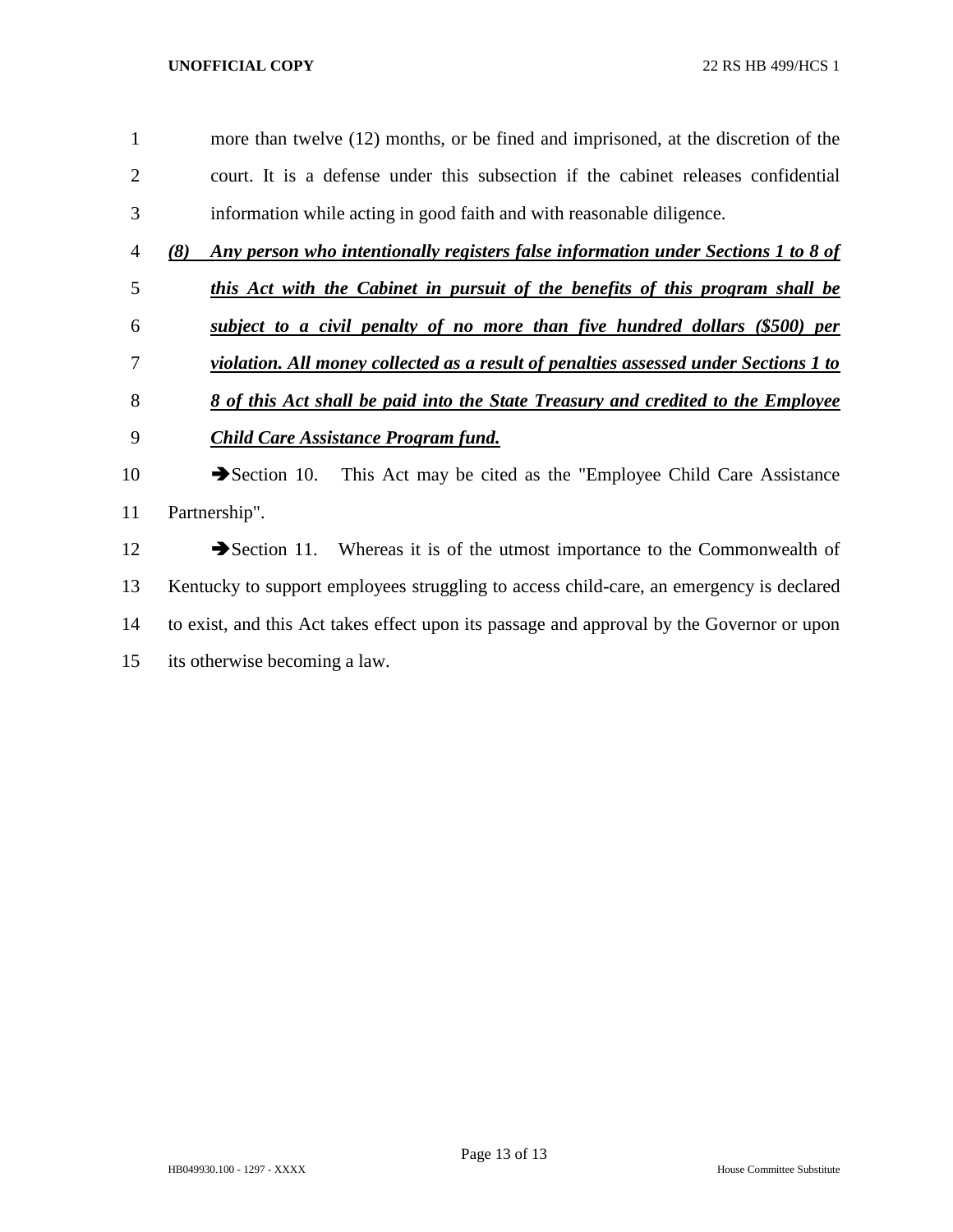more than twelve (12) months, or be fined and imprisoned, at the discretion of the court. It is a defense under this subsection if the cabinet releases confidential information while acting in good faith and with reasonable diligence.

***(8) Any person who intentionally registers false information under Sections 1 to 8 of this Act with the Cabinet in pursuit of the benefits of this program shall be subject to a civil penalty of no more than five hundred dollars ($500) per violation. All money collected as a result of penalties assessed under Sections 1 to 8 of this Act shall be paid into the State Treasury and credited to the Employee Child Care Assistance Program fund.***

➔Section 10. This Act may be cited as the "Employee Child Care Assistance Partnership".

➔Section 11. Whereas it is of the utmost importance to the Commonwealth of Kentucky to support employees struggling to access child-care, an emergency is declared to exist, and this Act takes effect upon its passage and approval by the Governor or upon its otherwise becoming a law.